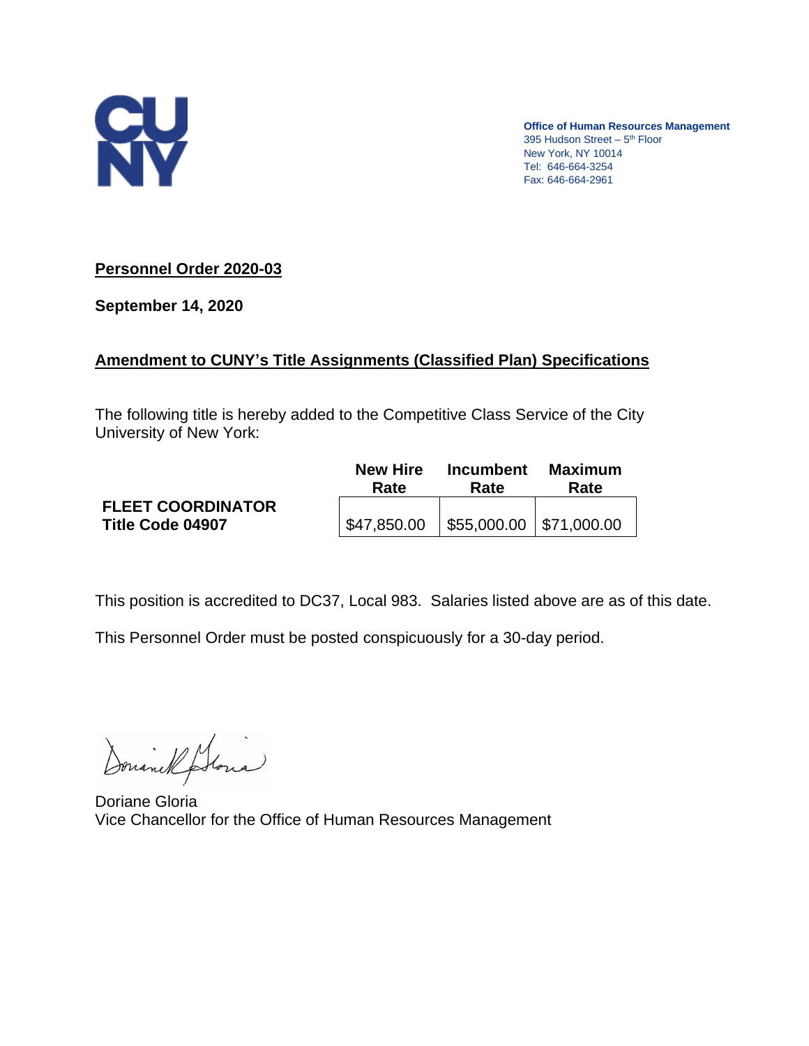Office of Human Resources Management
395 Hudson Street – 5th Floor
New York, NY 10014
Tel: 646-664-3254
Fax: 646-664-2961

**Personnel Order 2020-03**

**September 14, 2020**

**Amendment to CUNY's Title Assignments (Classified Plan) Specifications**

The following title is hereby added to the Competitive Class Service of the City University of New York:

| | New Hire Rate | Incumbent Rate | Maximum Rate |
|---|---|---|---|
| **FLEET COORDINATOR** **Title Code 04907** | $47,850.00 | $55,000.00 | $71,000.00 |

This position is accredited to DC37, Local 983. Salaries listed above are as of this date.

This Personnel Order must be posted conspicuously for a 30-day period.

Doriane Gloria
Vice Chancellor for the Office of Human Resources Management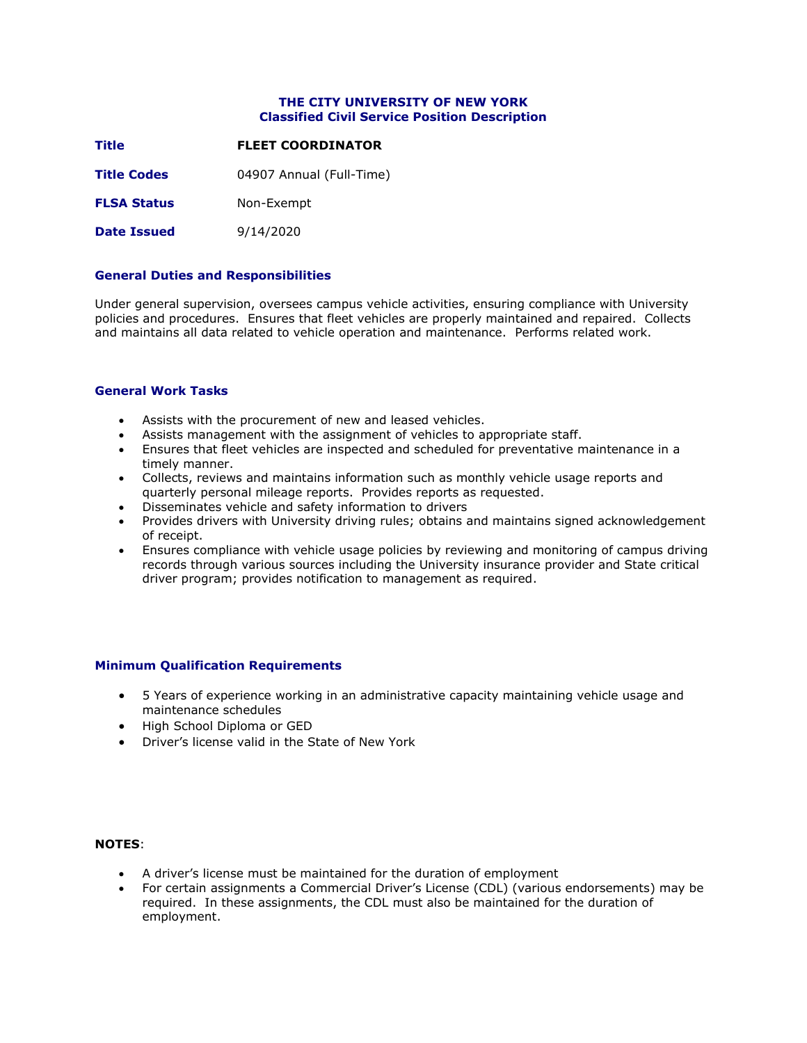**THE CITY UNIVERSITY OF NEW YORK**
**Classified Civil Service Position Description**

**Title** **FLEET COORDINATOR**

**Title Codes** 04907 Annual (Full-Time)

**FLSA Status** Non-Exempt

**Date Issued** 9/14/2020

## General Duties and Responsibilities

Under general supervision, oversees campus vehicle activities, ensuring compliance with University policies and procedures. Ensures that fleet vehicles are properly maintained and repaired. Collects and maintains all data related to vehicle operation and maintenance. Performs related work.

## General Work Tasks

- Assists with the procurement of new and leased vehicles.
- Assists management with the assignment of vehicles to appropriate staff.
- Ensures that fleet vehicles are inspected and scheduled for preventative maintenance in a timely manner.
- Collects, reviews and maintains information such as monthly vehicle usage reports and quarterly personal mileage reports. Provides reports as requested.
- Disseminates vehicle and safety information to drivers
- Provides drivers with University driving rules; obtains and maintains signed acknowledgement of receipt.
- Ensures compliance with vehicle usage policies by reviewing and monitoring of campus driving records through various sources including the University insurance provider and State critical driver program; provides notification to management as required.

## Minimum Qualification Requirements

- 5 Years of experience working in an administrative capacity maintaining vehicle usage and maintenance schedules
- High School Diploma or GED
- Driver's license valid in the State of New York

**NOTES**:

- A driver's license must be maintained for the duration of employment
- For certain assignments a Commercial Driver's License (CDL) (various endorsements) may be required. In these assignments, the CDL must also be maintained for the duration of employment.